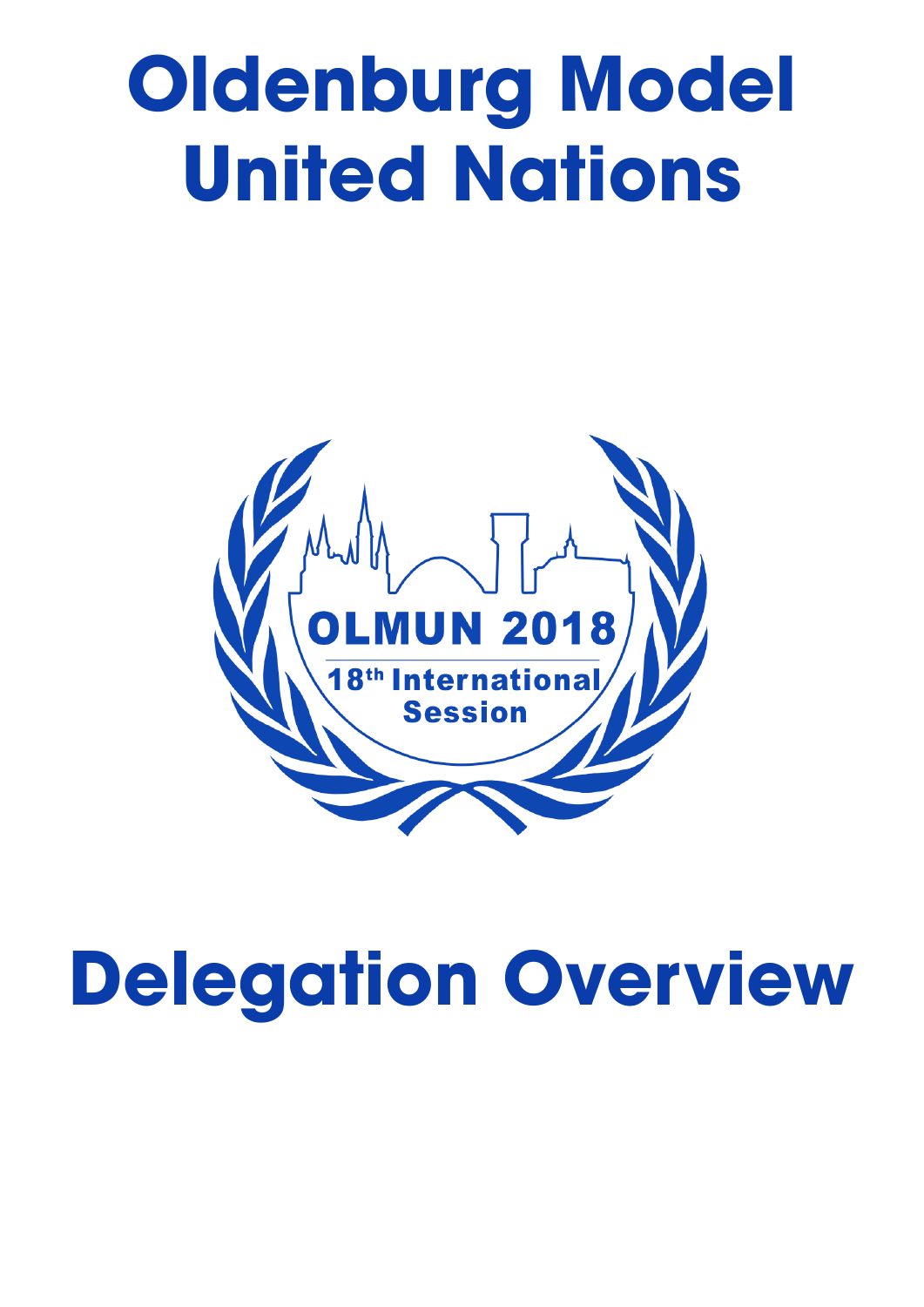# Oldenburg Model United Nations

OLMUN 2018

18th International Session

# Delegation Overview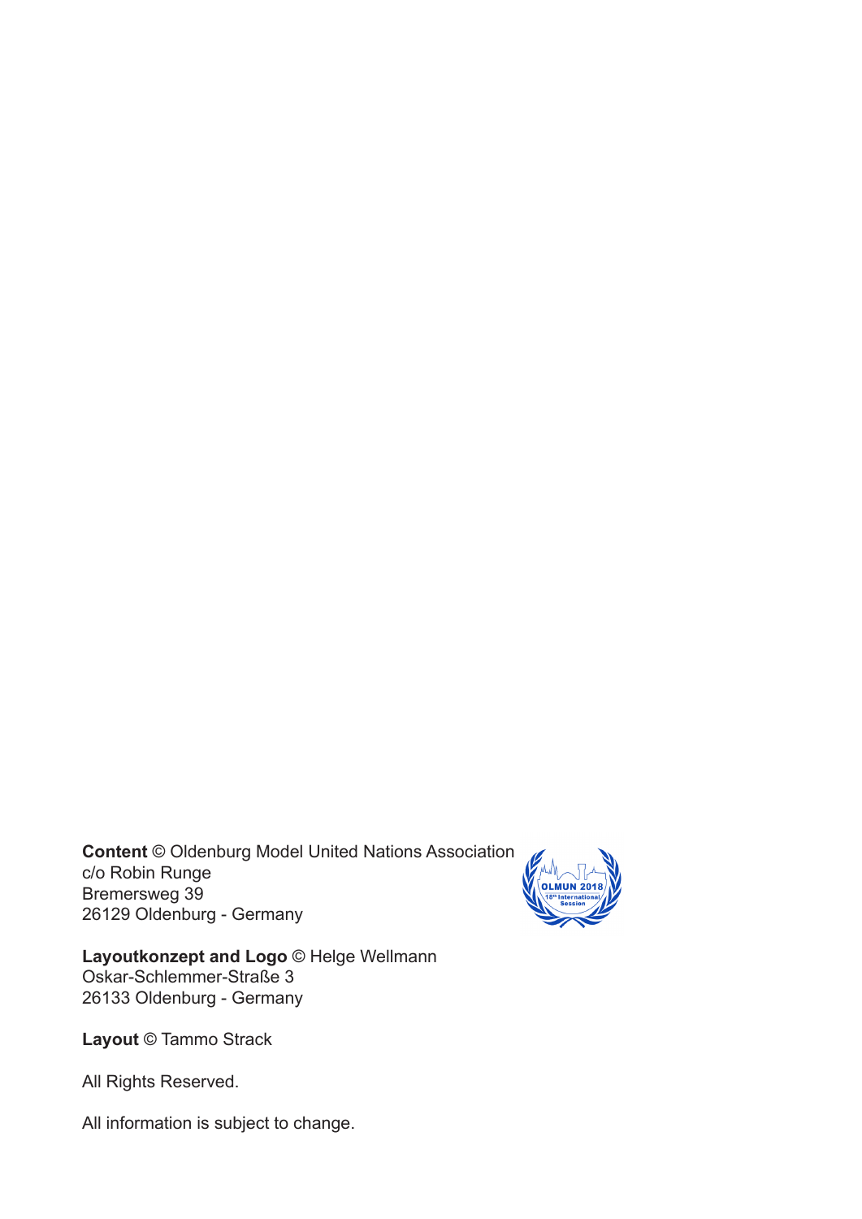**Content** © Oldenburg Model United Nations Association
c/o Robin Runge
Bremersweg 39
26129 Oldenburg - Germany

**Layoutkonzept and Logo** © Helge Wellmann
Oskar-Schlemmer-Straße 3
26133 Oldenburg - Germany

**Layout** © Tammo Strack

All Rights Reserved.

All information is subject to change.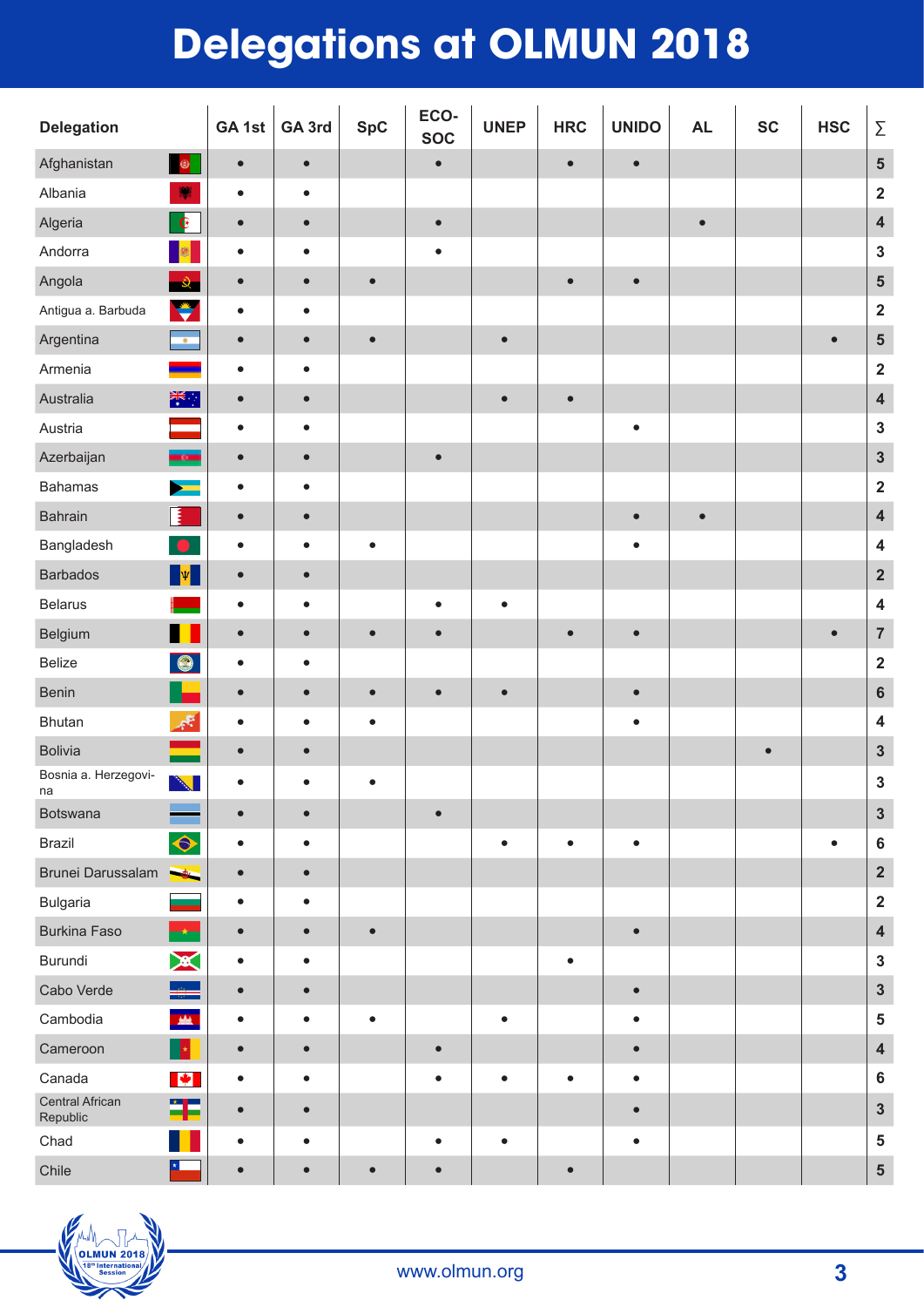# Delegations at OLMUN 2018

| Delegation | GA 1st | GA 3rd | SpC | ECO-SOC | UNEP | HRC | UNIDO | AL | SC | HSC | ∑ |
|---|---|---|---|---|---|---|---|---|---|---|---|
| Afghanistan | • | • | | • | | • | • | | | | 5 |
| Albania | • | • | | | | | | | | | 2 |
| Algeria | • | • | | • | | | | • | | | 4 |
| Andorra | • | • | | • | | | | | | | 3 |
| Angola | • | • | • | | | • | • | | | | 5 |
| Antigua a. Barbuda | • | • | | | | | | | | | 2 |
| Argentina | • | • | • | | • | | | | | • | 5 |
| Armenia | • | • | | | | | | | | | 2 |
| Australia | • | • | | | • | • | | | | | 4 |
| Austria | • | • | | | | | • | | | | 3 |
| Azerbaijan | • | • | | • | | | | | | | 3 |
| Bahamas | • | • | | | | | | | | | 2 |
| Bahrain | • | • | | | | | • | • | | | 4 |
| Bangladesh | • | • | • | | | | • | | | | 4 |
| Barbados | • | • | | | | | | | | | 2 |
| Belarus | • | • | | • | • | | | | | | 4 |
| Belgium | • | • | • | • | | • | • | | | • | 7 |
| Belize | • | • | | | | | | | | | 2 |
| Benin | • | • | • | • | • | | • | | | | 6 |
| Bhutan | • | • | • | | | | • | | | | 4 |
| Bolivia | • | • | | | | | | | • | | 3 |
| Bosnia a. Herzegovina | • | • | • | | | | | | | | 3 |
| Botswana | • | • | | • | | | | | | | 3 |
| Brazil | • | • | | | • | • | • | | | • | 6 |
| Brunei Darussalam | • | • | | | | | | | | | 2 |
| Bulgaria | • | • | | | | | | | | | 2 |
| Burkina Faso | • | • | • | | | | • | | | | 4 |
| Burundi | • | • | | | | • | | | | | 3 |
| Cabo Verde | • | • | | | | | • | | | | 3 |
| Cambodia | • | • | • | | • | | • | | | | 5 |
| Cameroon | • | • | | • | | | • | | | | 4 |
| Canada | • | • | | • | • | • | • | | | | 6 |
| Central African Republic | • | • | | | | | • | | | | 3 |
| Chad | • | • | | • | • | | • | | | | 5 |
| Chile | • | • | • | • | | • | | | | | 5 |

www.olmun.org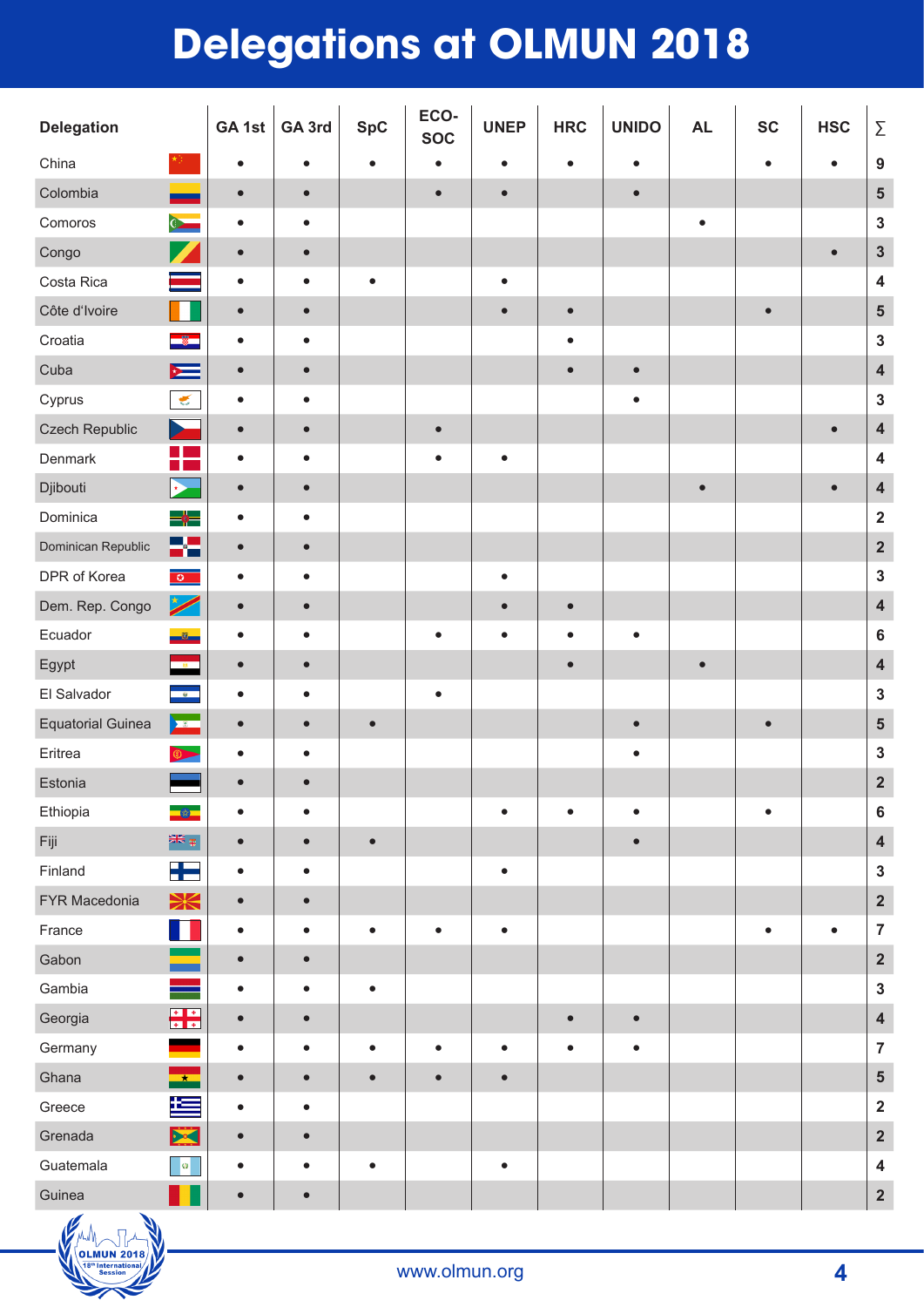# Delegations at OLMUN 2018

| Delegation | GA 1st | GA 3rd | SpC | ECO-SOC | UNEP | HRC | UNIDO | AL | SC | HSC | ∑ |
|---|---|---|---|---|---|---|---|---|---|---|---|
| China | • | • | • | • | • | • | • | | • | • | 9 |
| Colombia | • | • | | • | • | | • | | | | 5 |
| Comoros | • | • | | | | | | • | | | 3 |
| Congo | • | • | | | | | | | | • | 3 |
| Costa Rica | • | • | • | | • | | | | | | 4 |
| Côte d'Ivoire | • | • | | | • | • | | | • | | 5 |
| Croatia | • | • | | | | • | | | | | 3 |
| Cuba | • | • | | | | • | • | | | | 4 |
| Cyprus | • | • | | | | | • | | | | 3 |
| Czech Republic | • | • | | • | | | | | | • | 4 |
| Denmark | • | • | | • | • | | | | | | 4 |
| Djibouti | • | • | | | | | | • | | • | 4 |
| Dominica | • | • | | | | | | | | | 2 |
| Dominican Republic | • | • | | | | | | | | | 2 |
| DPR of Korea | • | • | | | • | | | | | | 3 |
| Dem. Rep. Congo | • | • | | | • | • | | | | | 4 |
| Ecuador | • | • | | • | • | • | • | | | | 6 |
| Egypt | • | • | | | | • | | • | | | 4 |
| El Salvador | • | • | | • | | | | | | | 3 |
| Equatorial Guinea | • | • | • | | | | • | | • | | 5 |
| Eritrea | • | • | | | | | • | | | | 3 |
| Estonia | • | • | | | | | | | | | 2 |
| Ethiopia | • | • | | | • | • | • | | • | | 6 |
| Fiji | • | • | • | | | | • | | | | 4 |
| Finland | • | • | | | • | | | | | | 3 |
| FYR Macedonia | • | • | | | | | | | | | 2 |
| France | • | • | • | • | • | | | | • | • | 7 |
| Gabon | • | • | | | | | | | | | 2 |
| Gambia | • | • | • | | | | | | | | 3 |
| Georgia | • | • | | | | • | • | | | | 4 |
| Germany | • | • | • | • | • | • | • | | | | 7 |
| Ghana | • | • | • | • | • | | | | | | 5 |
| Greece | • | • | | | | | | | | | 2 |
| Grenada | • | • | | | | | | | | | 2 |
| Guatemala | • | • | • | | • | | | | | | 4 |
| Guinea | • | • | | | | | | | | | 2 |

www.olmun.org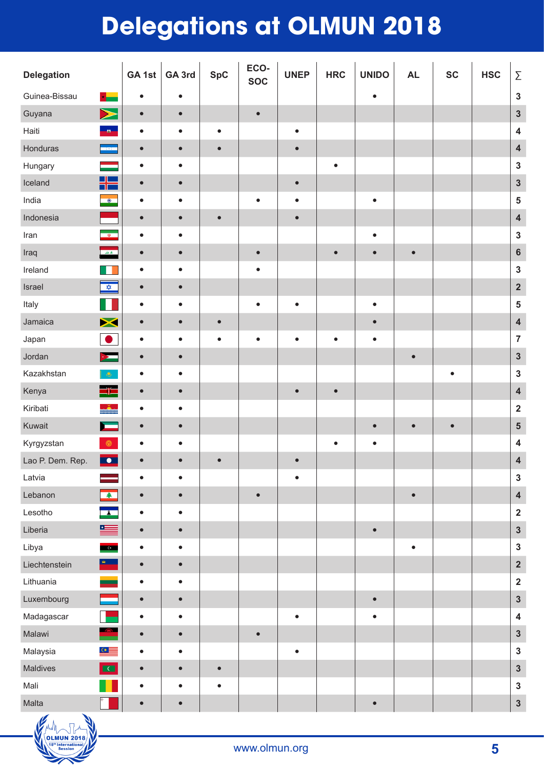# Delegations at OLMUN 2018

| Delegation | GA 1st | GA 3rd | SpC | ECO-SOC | UNEP | HRC | UNIDO | AL | SC | HSC | ∑ |
|---|---|---|---|---|---|---|---|---|---|---|---|
| Guinea-Bissau | • | • | | | | | • | | | | 3 |
| Guyana | • | • | | • | | | | | | | 3 |
| Haiti | • | • | • | | • | | | | | | 4 |
| Honduras | • | • | • | | • | | | | | | 4 |
| Hungary | • | • | | | | • | | | | | 3 |
| Iceland | • | • | | | • | | | | | | 3 |
| India | • | • | | • | • | | • | | | | 5 |
| Indonesia | • | • | • | | • | | | | | | 4 |
| Iran | • | • | | | | | • | | | | 3 |
| Iraq | • | • | | • | | • | • | • | | | 6 |
| Ireland | • | • | | • | | | | | | | 3 |
| Israel | • | • | | | | | | | | | 2 |
| Italy | • | • | | • | • | | • | | | | 5 |
| Jamaica | • | • | • | | | | • | | | | 4 |
| Japan | • | • | • | • | • | • | • | | | | 7 |
| Jordan | • | • | | | | | | • | | | 3 |
| Kazakhstan | • | • | | | | | | | • | | 3 |
| Kenya | • | • | | | • | • | | | | | 4 |
| Kiribati | • | • | | | | | | | | | 2 |
| Kuwait | • | • | | | | | • | • | • | | 5 |
| Kyrgyzstan | • | • | | | | • | • | | | | 4 |
| Lao P. Dem. Rep. | • | • | • | | • | | | | | | 4 |
| Latvia | • | • | | | • | | | | | | 3 |
| Lebanon | • | • | | • | | | | • | | | 4 |
| Lesotho | • | • | | | | | | | | | 2 |
| Liberia | • | • | | | | | • | | | | 3 |
| Libya | • | • | | | | | | • | | | 3 |
| Liechtenstein | • | • | | | | | | | | | 2 |
| Lithuania | • | • | | | | | | | | | 2 |
| Luxembourg | • | • | | | | | • | | | | 3 |
| Madagascar | • | • | | | • | | • | | | | 4 |
| Malawi | • | • | | • | | | | | | | 3 |
| Malaysia | • | • | | | • | | | | | | 3 |
| Maldives | • | • | • | | | | | | | | 3 |
| Mali | • | • | • | | | | | | | | 3 |
| Malta | • | • | | | | | • | | | | 3 |

www.olmun.org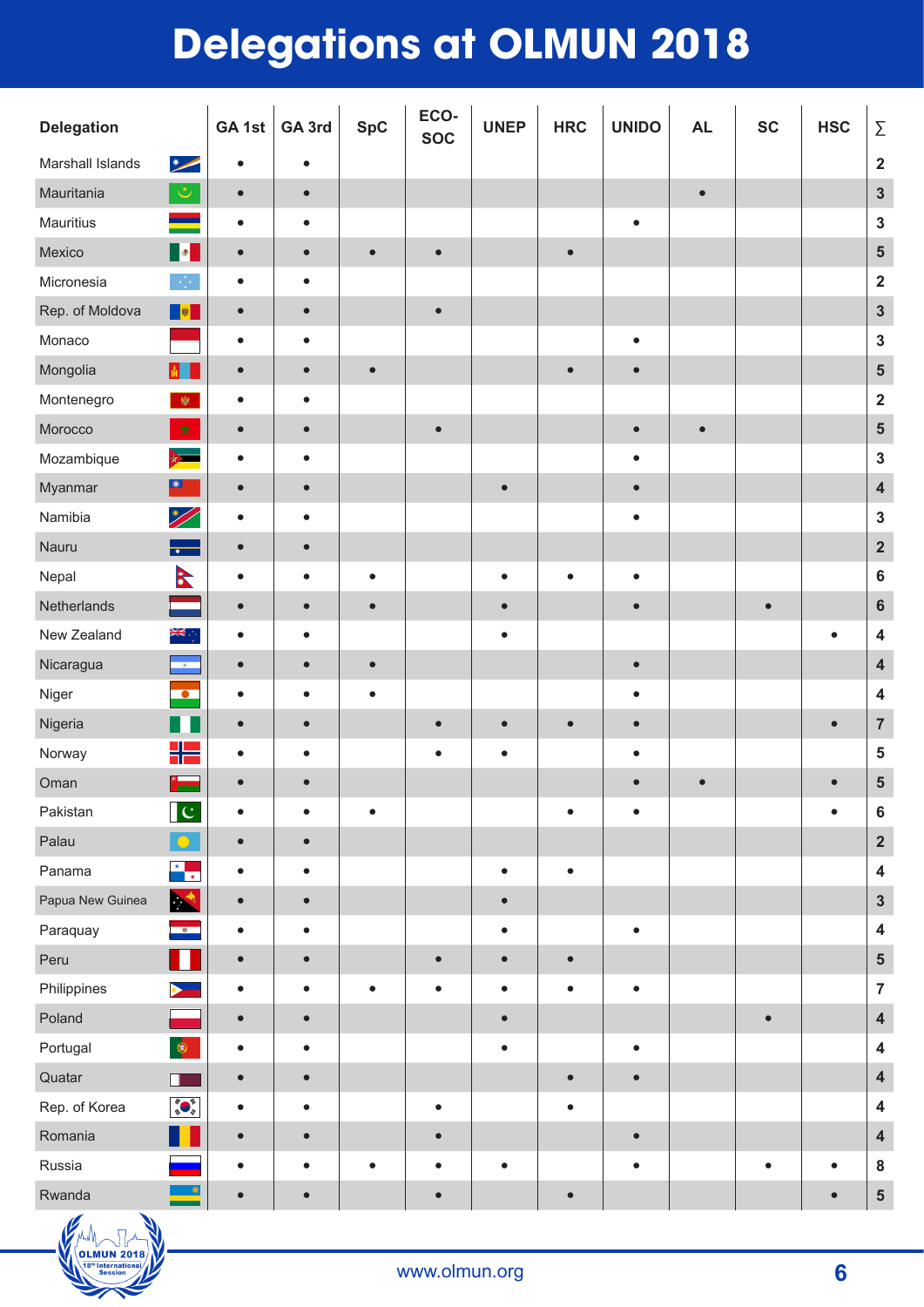# Delegations at OLMUN 2018

| Delegation | GA 1st | GA 3rd | SpC | ECO-SOC | UNEP | HRC | UNIDO | AL | SC | HSC | ∑ |
|---|---|---|---|---|---|---|---|---|---|---|---|
| Marshall Islands | • | • | | | | | | | | | 2 |
| Mauritania | • | • | | | | | | • | | | 3 |
| Mauritius | • | • | | | | | • | | | | 3 |
| Mexico | • | • | • | • | | • | | | | | 5 |
| Micronesia | • | • | | | | | | | | | 2 |
| Rep. of Moldova | • | • | | • | | | | | | | 3 |
| Monaco | • | • | | | | | • | | | | 3 |
| Mongolia | • | • | • | | | • | • | | | | 5 |
| Montenegro | • | • | | | | | | | | | 2 |
| Morocco | • | • | | • | | | • | • | | | 5 |
| Mozambique | • | • | | | | | • | | | | 3 |
| Myanmar | • | • | | | • | | • | | | | 4 |
| Namibia | • | • | | | | | • | | | | 3 |
| Nauru | • | • | | | | | | | | | 2 |
| Nepal | • | • | • | | • | • | • | | | | 6 |
| Netherlands | • | • | • | | • | | • | | • | | 6 |
| New Zealand | • | • | | | • | | | | | • | 4 |
| Nicaragua | • | • | • | | | | • | | | | 4 |
| Niger | • | • | • | | | | • | | | | 4 |
| Nigeria | • | • | | • | • | • | • | | | • | 7 |
| Norway | • | • | | • | • | | • | | | | 5 |
| Oman | • | • | | | | | • | • | | • | 5 |
| Pakistan | • | • | • | | | • | • | | | • | 6 |
| Palau | • | • | | | | | | | | | 2 |
| Panama | • | • | | | • | • | | | | | 4 |
| Papua New Guinea | • | • | | | • | | | | | | 3 |
| Paraquay | • | • | | | • | | • | | | | 4 |
| Peru | • | • | | • | • | • | | | | | 5 |
| Philippines | • | • | • | • | • | • | • | | | | 7 |
| Poland | • | • | | | • | | | | • | | 4 |
| Portugal | • | • | | | • | | • | | | | 4 |
| Quatar | • | • | | | | • | • | | | | 4 |
| Rep. of Korea | • | • | | • | | • | | | | | 4 |
| Romania | • | • | | • | | | • | | | | 4 |
| Russia | • | • | • | • | • | | • | | • | • | 8 |
| Rwanda | • | • | | • | | • | | | | • | 5 |

www.olmun.org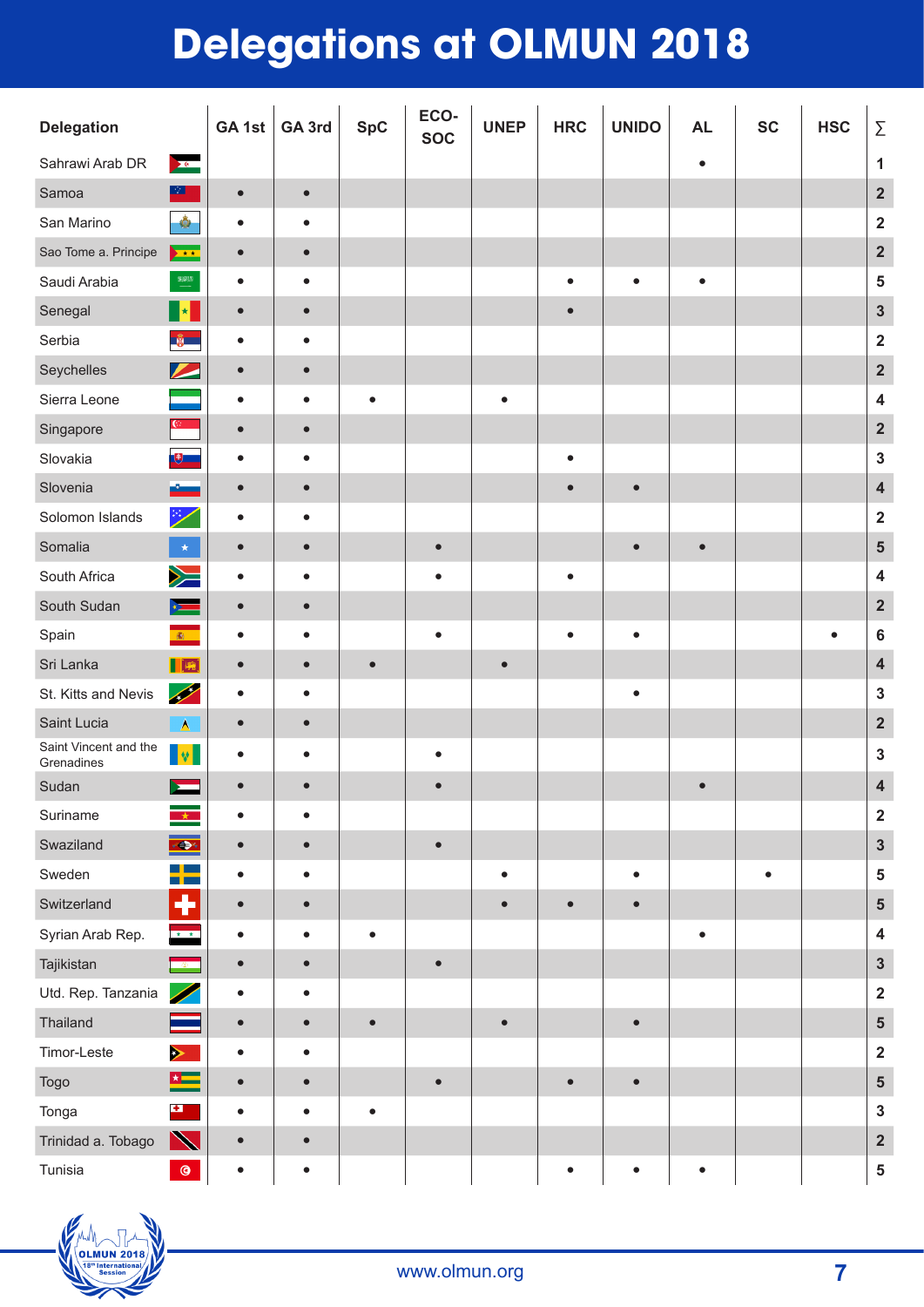# Delegations at OLMUN 2018

| Delegation | GA 1st | GA 3rd | SpC | ECO-SOC | UNEP | HRC | UNIDO | AL | SC | HSC | ∑ |
|---|---|---|---|---|---|---|---|---|---|---|---|
| Sahrawi Arab DR | | | | | | | | • | | | 1 |
| Samoa | • | • | | | | | | | | | 2 |
| San Marino | • | • | | | | | | | | | 2 |
| Sao Tome a. Principe | • | • | | | | | | | | | 2 |
| Saudi Arabia | • | • | | | | • | • | • | | | 5 |
| Senegal | • | • | | | | • | | | | | 3 |
| Serbia | • | • | | | | | | | | | 2 |
| Seychelles | • | • | | | | | | | | | 2 |
| Sierra Leone | • | • | • | | • | | | | | | 4 |
| Singapore | • | • | | | | | | | | | 2 |
| Slovakia | • | • | | | | • | | | | | 3 |
| Slovenia | • | • | | | | • | • | | | | 4 |
| Solomon Islands | • | • | | | | | | | | | 2 |
| Somalia | • | • | | • | | | • | • | | | 5 |
| South Africa | • | • | | • | | • | | | | | 4 |
| South Sudan | • | • | | | | | | | | | 2 |
| Spain | • | • | | • | | • | • | | | • | 6 |
| Sri Lanka | • | • | • | | • | | | | | | 4 |
| St. Kitts and Nevis | • | • | | | | | • | | | | 3 |
| Saint Lucia | • | • | | | | | | | | | 2 |
| Saint Vincent and the Grenadines | • | • | | • | | | | | | | 3 |
| Sudan | • | • | | • | | | | • | | | 4 |
| Suriname | • | • | | | | | | | | | 2 |
| Swaziland | • | • | | • | | | | | | | 3 |
| Sweden | • | • | | | • | | • | | • | | 5 |
| Switzerland | • | • | | | • | • | • | | | | 5 |
| Syrian Arab Rep. | • | • | • | | | | | • | | | 4 |
| Tajikistan | • | • | | • | | | | | | | 3 |
| Utd. Rep. Tanzania | • | • | | | | | | | | | 2 |
| Thailand | • | • | • | | • | | • | | | | 5 |
| Timor-Leste | • | • | | | | | | | | | 2 |
| Togo | • | • | | • | | • | • | | | | 5 |
| Tonga | • | • | • | | | | | | | | 3 |
| Trinidad a. Tobago | • | • | | | | | | | | | 2 |
| Tunisia | • | • | | | | • | • | • | | | 5 |

www.olmun.org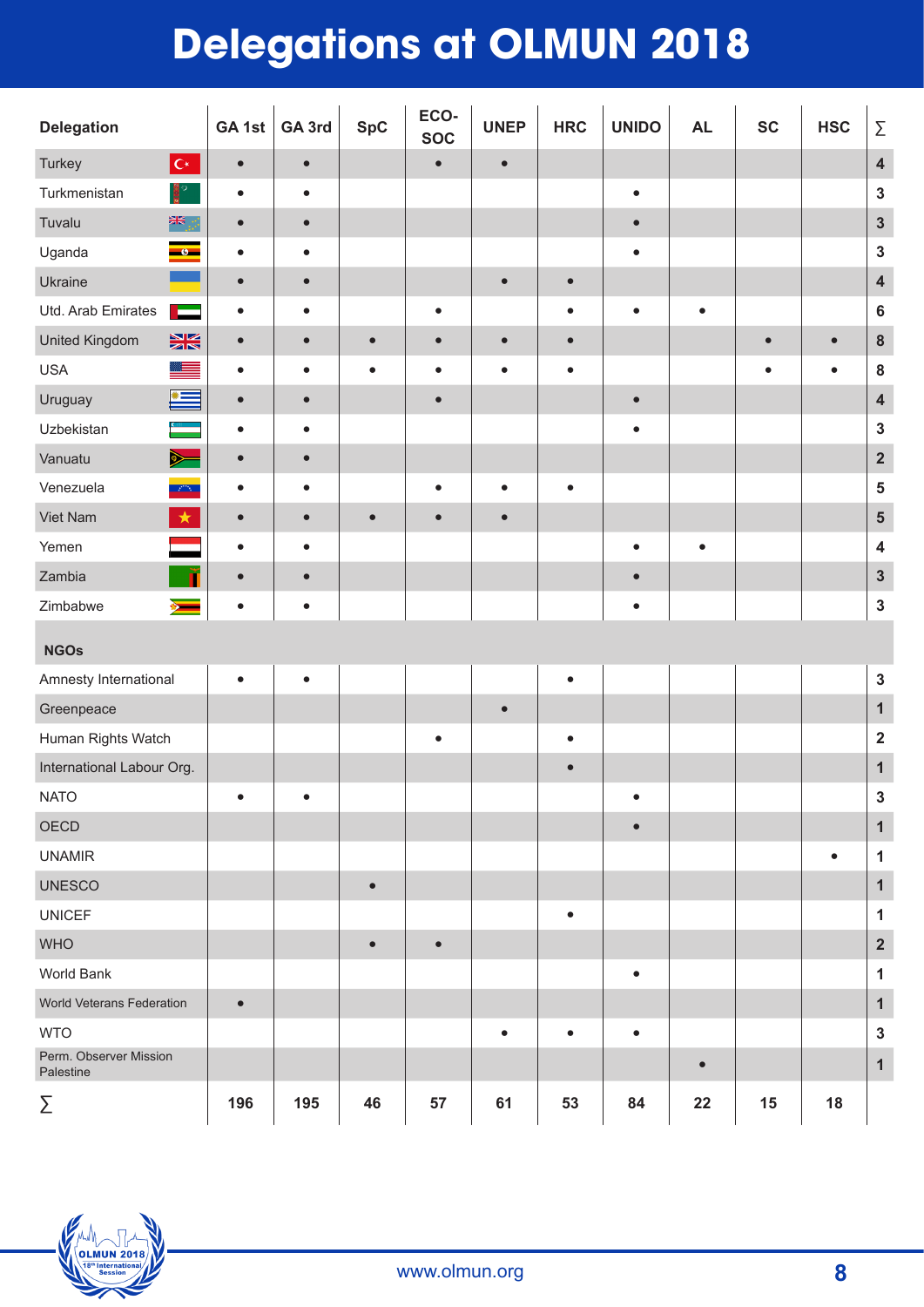# Delegations at OLMUN 2018

| Delegation | GA 1st | GA 3rd | SpC | ECO-SOC | UNEP | HRC | UNIDO | AL | SC | HSC | ∑ |
|---|---|---|---|---|---|---|---|---|---|---|---|
| Turkey | • | • | | • | • | | | | | | 4 |
| Turkmenistan | • | • | | | | | • | | | | 3 |
| Tuvalu | • | • | | | | | • | | | | 3 |
| Uganda | • | • | | | | | • | | | | 3 |
| Ukraine | • | • | | | • | • | | | | | 4 |
| Utd. Arab Emirates | • | • | | • | | • | • | • | | | 6 |
| United Kingdom | • | • | • | • | • | • | | | • | • | 8 |
| USA | • | • | • | • | • | • | | | • | • | 8 |
| Uruguay | • | • | | • | | | • | | | | 4 |
| Uzbekistan | • | • | | | | | • | | | | 3 |
| Vanuatu | • | • | | | | | | | | | 2 |
| Venezuela | • | • | | • | • | • | | | | | 5 |
| Viet Nam | • | • | • | • | • | | | | | | 5 |
| Yemen | • | • | | | | | • | • | | | 4 |
| Zambia | • | • | | | | | • | | | | 3 |
| Zimbabwe | • | • | | | | | • | | | | 3 |
| **NGOs** | | | | | | | | | | | |
| Amnesty International | • | • | | | | • | | | | | 3 |
| Greenpeace | | | | | • | | | | | | 1 |
| Human Rights Watch | | | | • | | • | | | | | 2 |
| International Labour Org. | | | | | | • | | | | | 1 |
| NATO | • | • | | | | | • | | | | 3 |
| OECD | | | | | | | • | | | | 1 |
| UNAMIR | | | | | | | | | | • | 1 |
| UNESCO | | | • | | | | | | | | 1 |
| UNICEF | | | | | | • | | | | | 1 |
| WHO | | | • | • | | | | | | | 2 |
| World Bank | | | | | | | • | | | | 1 |
| World Veterans Federation | • | | | | | | | | | | 1 |
| WTO | | | | | • | • | • | | | | 3 |
| Perm. Observer Mission Palestine | | | | | | | | • | | | 1 |
| ∑ | 196 | 195 | 46 | 57 | 61 | 53 | 84 | 22 | 15 | 18 | |

OLMUN 2018 18th International Session

www.olmun.org